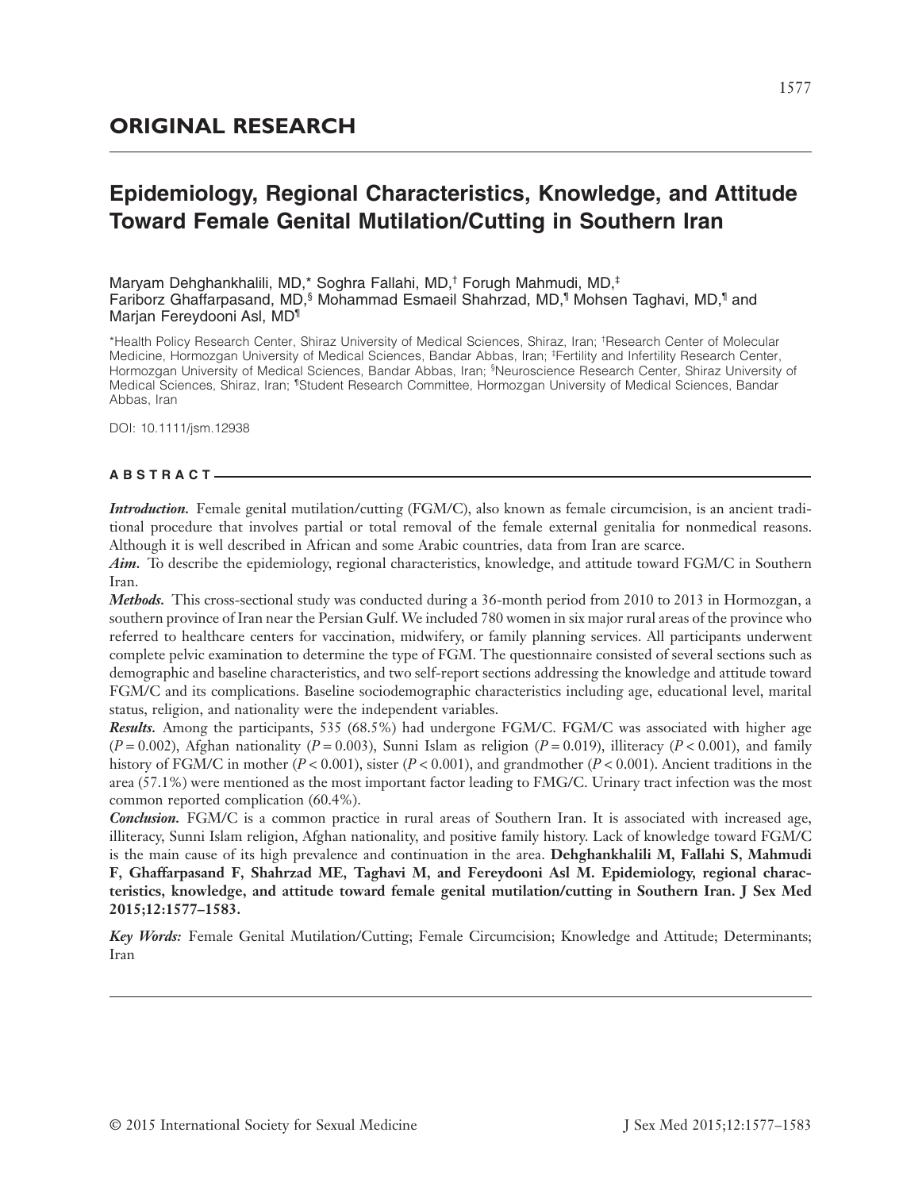## ORIGINAL RESEARCH

# Epidemiology, Regional Characteristics, Knowledge, and Attitude Toward Female Genital Mutilation/Cutting in Southern Iran

Maryam Dehghankhalili, MD,[*] Soghra Fallahi, MD,[†] Forugh Mahmudi, MD,[‡] Fariborz Ghaffarpasand, MD,[§] Mohammad Esmaeil Shahrzad, MD,[¶] Mohsen Taghavi, MD,[¶] and Marjan Fereydooni Asl, MD[¶]

[*]Health Policy Research Center, Shiraz University of Medical Sciences, Shiraz, Iran; [†]Research Center of Molecular Medicine, Hormozgan University of Medical Sciences, Bandar Abbas, Iran; [‡]Fertility and Infertility Research Center, Hormozgan University of Medical Sciences, Bandar Abbas, Iran; [§]Neuroscience Research Center, Shiraz University of Medical Sciences, Shiraz, Iran; [¶]Student Research Committee, Hormozgan University of Medical Sciences, Bandar Abbas, Iran

DOI: 10.1111/jsm.12938

### ABSTRACT

***Introduction.*** Female genital mutilation/cutting (FGM/C), also known as female circumcision, is an ancient traditional procedure that involves partial or total removal of the female external genitalia for nonmedical reasons. Although it is well described in African and some Arabic countries, data from Iran are scarce.

***Aim.*** To describe the epidemiology, regional characteristics, knowledge, and attitude toward FGM/C in Southern Iran.

***Methods.*** This cross-sectional study was conducted during a 36-month period from 2010 to 2013 in Hormozgan, a southern province of Iran near the Persian Gulf. We included 780 women in six major rural areas of the province who referred to healthcare centers for vaccination, midwifery, or family planning services. All participants underwent complete pelvic examination to determine the type of FGM. The questionnaire consisted of several sections such as demographic and baseline characteristics, and two self-report sections addressing the knowledge and attitude toward FGM/C and its complications. Baseline sociodemographic characteristics including age, educational level, marital status, religion, and nationality were the independent variables.

***Results.*** Among the participants, 535 (68.5%) had undergone FGM/C. FGM/C was associated with higher age ($P = 0.002$), Afghan nationality ($P = 0.003$), Sunni Islam as religion ($P = 0.019$), illiteracy ($P < 0.001$), and family history of FGM/C in mother ($P < 0.001$), sister ($P < 0.001$), and grandmother ($P < 0.001$). Ancient traditions in the area (57.1%) were mentioned as the most important factor leading to FMG/C. Urinary tract infection was the most common reported complication (60.4%).

***Conclusion.*** FGM/C is a common practice in rural areas of Southern Iran. It is associated with increased age, illiteracy, Sunni Islam religion, Afghan nationality, and positive family history. Lack of knowledge toward FGM/C is the main cause of its high prevalence and continuation in the area. **Dehghankhalili M, Fallahi S, Mahmudi F, Ghaffarpasand F, Shahrzad ME, Taghavi M, and Fereydooni Asl M. Epidemiology, regional characteristics, knowledge, and attitude toward female genital mutilation/cutting in Southern Iran. J Sex Med 2015;12:1577–1583.**

***Key Words:*** Female Genital Mutilation/Cutting; Female Circumcision; Knowledge and Attitude; Determinants; Iran

© 2015 International Society for Sexual Medicine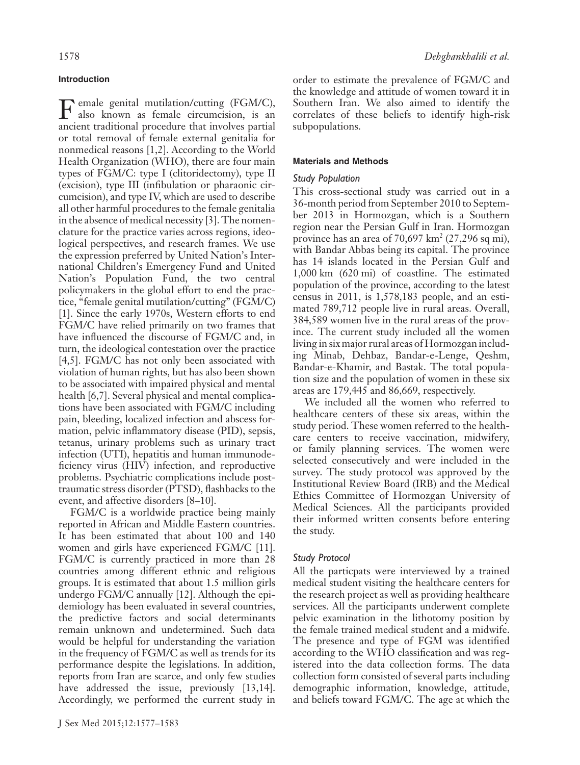## Introduction

Female genital mutilation/cutting (FGM/C), also known as female circumcision, is an ancient traditional procedure that involves partial or total removal of female external genitalia for nonmedical reasons [1,2]. According to the World Health Organization (WHO), there are four main types of FGM/C: type I (clitoridectomy), type II (excision), type III (infibulation or pharaonic circumcision), and type IV, which are used to describe all other harmful procedures to the female genitalia in the absence of medical necessity [3]. The nomenclature for the practice varies across regions, ideological perspectives, and research frames. We use the expression preferred by United Nation's International Children's Emergency Fund and United Nation's Population Fund, the two central policymakers in the global effort to end the practice, "female genital mutilation/cutting" (FGM/C) [1]. Since the early 1970s, Western efforts to end FGM/C have relied primarily on two frames that have influenced the discourse of FGM/C and, in turn, the ideological contestation over the practice [4,5]. FGM/C has not only been associated with violation of human rights, but has also been shown to be associated with impaired physical and mental health [6,7]. Several physical and mental complications have been associated with FGM/C including pain, bleeding, localized infection and abscess formation, pelvic inflammatory disease (PID), sepsis, tetanus, urinary problems such as urinary tract infection (UTI), hepatitis and human immunodeficiency virus (HIV) infection, and reproductive problems. Psychiatric complications include posttraumatic stress disorder (PTSD), flashbacks to the event, and affective disorders [8–10].

FGM/C is a worldwide practice being mainly reported in African and Middle Eastern countries. It has been estimated that about 100 and 140 women and girls have experienced FGM/C [11]. FGM/C is currently practiced in more than 28 countries among different ethnic and religious groups. It is estimated that about 1.5 million girls undergo FGM/C annually [12]. Although the epidemiology has been evaluated in several countries, the predictive factors and social determinants remain unknown and undetermined. Such data would be helpful for understanding the variation in the frequency of FGM/C as well as trends for its performance despite the legislations. In addition, reports from Iran are scarce, and only few studies have addressed the issue, previously [13,14]. Accordingly, we performed the current study in order to estimate the prevalence of FGM/C and the knowledge and attitude of women toward it in Southern Iran. We also aimed to identify the correlates of these beliefs to identify high-risk subpopulations.

## Materials and Methods

### Study Population

This cross-sectional study was carried out in a 36-month period from September 2010 to September 2013 in Hormozgan, which is a Southern region near the Persian Gulf in Iran. Hormozgan province has an area of 70,697 km$^2$ (27,296 sq mi), with Bandar Abbas being its capital. The province has 14 islands located in the Persian Gulf and 1,000 km (620 mi) of coastline. The estimated population of the province, according to the latest census in 2011, is 1,578,183 people, and an estimated 789,712 people live in rural areas. Overall, 384,589 women live in the rural areas of the province. The current study included all the women living in six major rural areas of Hormozgan including Minab, Dehbaz, Bandar-e-Lenge, Qeshm, Bandar-e-Khamir, and Bastak. The total population size and the population of women in these six areas are 179,445 and 86,669, respectively.

We included all the women who referred to healthcare centers of these six areas, within the study period. These women referred to the healthcare centers to receive vaccination, midwifery, or family planning services. The women were selected consecutively and were included in the survey. The study protocol was approved by the Institutional Review Board (IRB) and the Medical Ethics Committee of Hormozgan University of Medical Sciences. All the participants provided their informed written consents before entering the study.

### Study Protocol

All the particpats were interviewed by a trained medical student visiting the healthcare centers for the research project as well as providing healthcare services. All the participants underwent complete pelvic examination in the lithotomy position by the female trained medical student and a midwife. The presence and type of FGM was identified according to the WHO classification and was registered into the data collection forms. The data collection form consisted of several parts including demographic information, knowledge, attitude, and beliefs toward FGM/C. The age at which the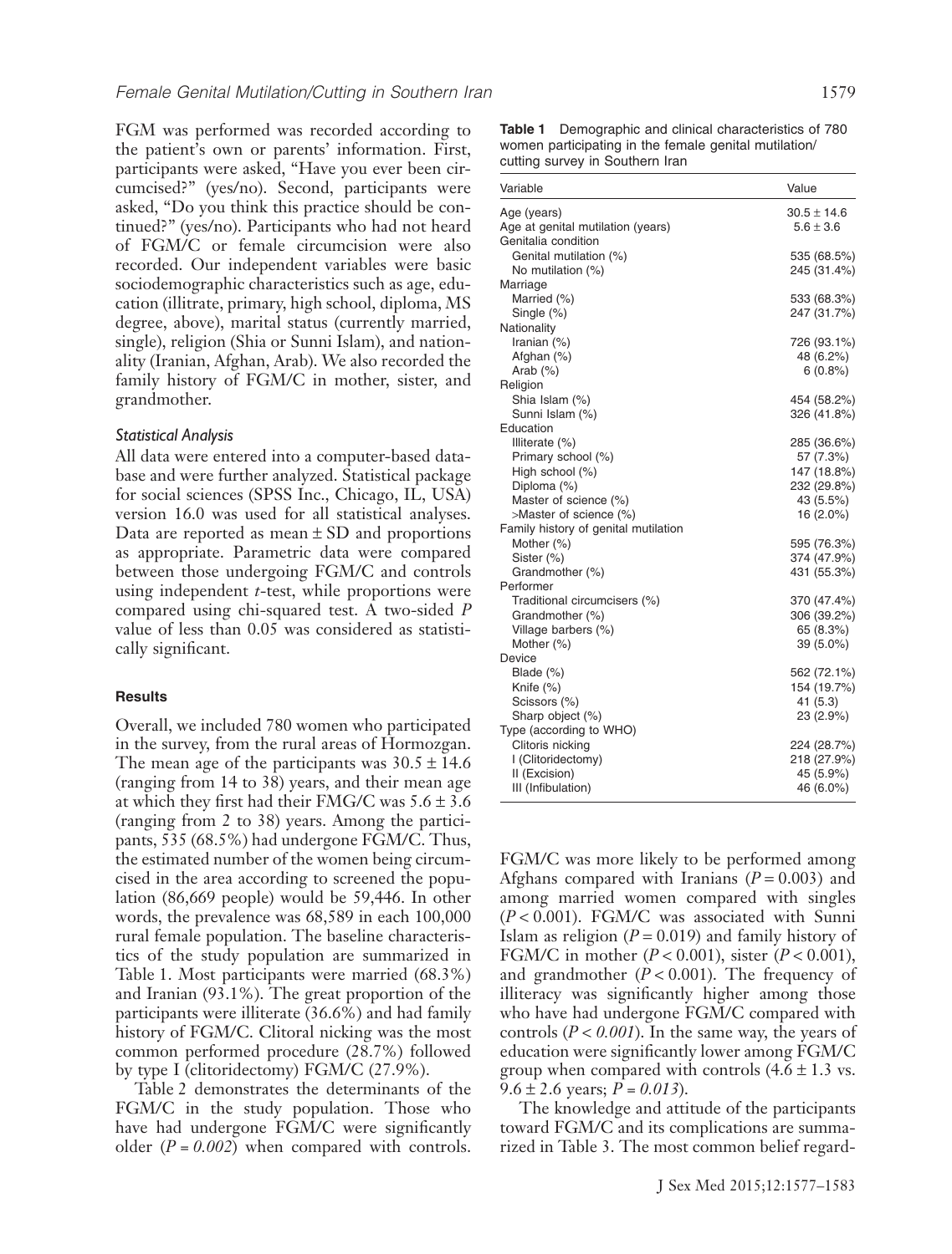FGM was performed was recorded according to the patient's own or parents' information. First, participants were asked, "Have you ever been circumcised?" (yes/no). Second, participants were asked, "Do you think this practice should be continued?" (yes/no). Participants who had not heard of FGM/C or female circumcision were also recorded. Our independent variables were basic sociodemographic characteristics such as age, education (illitrate, primary, high school, diploma, MS degree, above), marital status (currently married, single), religion (Shia or Sunni Islam), and nationality (Iranian, Afghan, Arab). We also recorded the family history of FGM/C in mother, sister, and grandmother.

### Statistical Analysis

All data were entered into a computer-based database and were further analyzed. Statistical package for social sciences (SPSS Inc., Chicago, IL, USA) version 16.0 was used for all statistical analyses. Data are reported as mean ± SD and proportions as appropriate. Parametric data were compared between those undergoing FGM/C and controls using independent *t*-test, while proportions were compared using chi-squared test. A two-sided *P* value of less than 0.05 was considered as statistically significant.

## Results

Overall, we included 780 women who participated in the survey, from the rural areas of Hormozgan. The mean age of the participants was 30.5 ± 14.6 (ranging from 14 to 38) years, and their mean age at which they first had their FMG/C was 5.6 ± 3.6 (ranging from 2 to 38) years. Among the participants, 535 (68.5%) had undergone FGM/C. Thus, the estimated number of the women being circumcised in the area according to screened the population (86,669 people) would be 59,446. In other words, the prevalence was 68,589 in each 100,000 rural female population. The baseline characteristics of the study population are summarized in Table 1. Most participants were married (68.3%) and Iranian (93.1%). The great proportion of the participants were illiterate (36.6%) and had family history of FGM/C. Clitoral nicking was the most common performed procedure (28.7%) followed by type I (clitoridectomy) FGM/C (27.9%).

Table 2 demonstrates the determinants of the FGM/C in the study population. Those who have had undergone FGM/C were significantly older (*P = 0.002*) when compared with controls.

**Table 1** Demographic and clinical characteristics of 780 women participating in the female genital mutilation/cutting survey in Southern Iran

| Variable | Value |
|---|---|
| Age (years) | 30.5 ± 14.6 |
| Age at genital mutilation (years) | 5.6 ± 3.6 |
| Genitalia condition | |
| Genital mutilation (%) | 535 (68.5%) |
| No mutilation (%) | 245 (31.4%) |
| Marriage | |
| Married (%) | 533 (68.3%) |
| Single (%) | 247 (31.7%) |
| Nationality | |
| Iranian (%) | 726 (93.1%) |
| Afghan (%) | 48 (6.2%) |
| Arab (%) | 6 (0.8%) |
| Religion | |
| Shia Islam (%) | 454 (58.2%) |
| Sunni Islam (%) | 326 (41.8%) |
| Education | |
| Illiterate (%) | 285 (36.6%) |
| Primary school (%) | 57 (7.3%) |
| High school (%) | 147 (18.8%) |
| Diploma (%) | 232 (29.8%) |
| Master of science (%) | 43 (5.5%) |
| >Master of science (%) | 16 (2.0%) |
| Family history of genital mutilation | |
| Mother (%) | 595 (76.3%) |
| Sister (%) | 374 (47.9%) |
| Grandmother (%) | 431 (55.3%) |
| Performer | |
| Traditional circumcisers (%) | 370 (47.4%) |
| Grandmother (%) | 306 (39.2%) |
| Village barbers (%) | 65 (8.3%) |
| Mother (%) | 39 (5.0%) |
| Device | |
| Blade (%) | 562 (72.1%) |
| Knife (%) | 154 (19.7%) |
| Scissors (%) | 41 (5.3) |
| Sharp object (%) | 23 (2.9%) |
| Type (according to WHO) | |
| Clitoris nicking | 224 (28.7%) |
| I (Clitoridectomy) | 218 (27.9%) |
| II (Excision) | 45 (5.9%) |
| III (Infibulation) | 46 (6.0%) |

FGM/C was more likely to be performed among Afghans compared with Iranians (*P* = 0.003) and among married women compared with singles (*P* < 0.001). FGM/C was associated with Sunni Islam as religion (*P* = 0.019) and family history of FGM/C in mother (*P* < 0.001), sister (*P* < 0.001), and grandmother (*P* < 0.001). The frequency of illiteracy was significantly higher among those who have had undergone FGM/C compared with controls (*P < 0.001*). In the same way, the years of education were significantly lower among FGM/C group when compared with controls (4.6 ± 1.3 vs. 9.6 ± 2.6 years; *P = 0.013*).

The knowledge and attitude of the participants toward FGM/C and its complications are summarized in Table 3. The most common belief regard-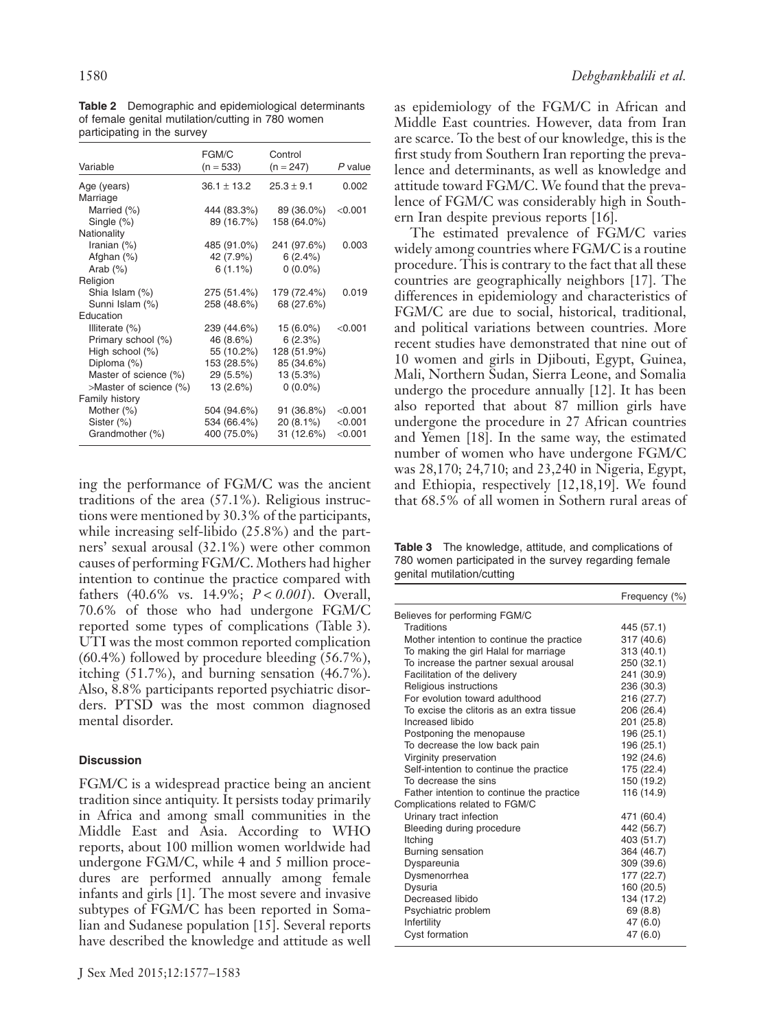**Table 2** Demographic and epidemiological determinants of female genital mutilation/cutting in 780 women participating in the survey

| Variable | FGM/C (n = 533) | Control (n = 247) | P value |
|---|---|---|---|
| Age (years) | 36.1 ± 13.2 | 25.3 ± 9.1 | 0.002 |
| Marriage | | | |
| Married (%) | 444 (83.3%) | 89 (36.0%) | <0.001 |
| Single (%) | 89 (16.7%) | 158 (64.0%) | |
| Nationality | | | |
| Iranian (%) | 485 (91.0%) | 241 (97.6%) | 0.003 |
| Afghan (%) | 42 (7.9%) | 6 (2.4%) | |
| Arab (%) | 6 (1.1%) | 0 (0.0%) | |
| Religion | | | |
| Shia Islam (%) | 275 (51.4%) | 179 (72.4%) | 0.019 |
| Sunni Islam (%) | 258 (48.6%) | 68 (27.6%) | |
| Education | | | |
| Illiterate (%) | 239 (44.6%) | 15 (6.0%) | <0.001 |
| Primary school (%) | 46 (8.6%) | 6 (2.3%) | |
| High school (%) | 55 (10.2%) | 128 (51.9%) | |
| Diploma (%) | 153 (28.5%) | 85 (34.6%) | |
| Master of science (%) | 29 (5.5%) | 13 (5.3%) | |
| >Master of science (%) | 13 (2.6%) | 0 (0.0%) | |
| Family history | | | |
| Mother (%) | 504 (94.6%) | 91 (36.8%) | <0.001 |
| Sister (%) | 534 (66.4%) | 20 (8.1%) | <0.001 |
| Grandmother (%) | 400 (75.0%) | 31 (12.6%) | <0.001 |

ing the performance of FGM/C was the ancient traditions of the area (57.1%). Religious instructions were mentioned by 30.3% of the participants, while increasing self-libido (25.8%) and the partners' sexual arousal (32.1%) were other common causes of performing FGM/C. Mothers had higher intention to continue the practice compared with fathers (40.6% vs. 14.9%; $P < 0.001$). Overall, 70.6% of those who had undergone FGM/C reported some types of complications (Table 3). UTI was the most common reported complication (60.4%) followed by procedure bleeding (56.7%), itching (51.7%), and burning sensation (46.7%). Also, 8.8% participants reported psychiatric disorders. PTSD was the most common diagnosed mental disorder.

### Discussion

FGM/C is a widespread practice being an ancient tradition since antiquity. It persists today primarily in Africa and among small communities in the Middle East and Asia. According to WHO reports, about 100 million women worldwide had undergone FGM/C, while 4 and 5 million procedures are performed annually among female infants and girls [1]. The most severe and invasive subtypes of FGM/C has been reported in Somalian and Sudanese population [15]. Several reports have described the knowledge and attitude as well as epidemiology of the FGM/C in African and Middle East countries. However, data from Iran are scarce. To the best of our knowledge, this is the first study from Southern Iran reporting the prevalence and determinants, as well as knowledge and attitude toward FGM/C. We found that the prevalence of FGM/C was considerably high in Southern Iran despite previous reports [16].

The estimated prevalence of FGM/C varies widely among countries where FGM/C is a routine procedure. This is contrary to the fact that all these countries are geographically neighbors [17]. The differences in epidemiology and characteristics of FGM/C are due to social, historical, traditional, and political variations between countries. More recent studies have demonstrated that nine out of 10 women and girls in Djibouti, Egypt, Guinea, Mali, Northern Sudan, Sierra Leone, and Somalia undergo the procedure annually [12]. It has been also reported that about 87 million girls have undergone the procedure in 27 African countries and Yemen [18]. In the same way, the estimated number of women who have undergone FGM/C was 28,170; 24,710; and 23,240 in Nigeria, Egypt, and Ethiopia, respectively [12,18,19]. We found that 68.5% of all women in Sothern rural areas of

**Table 3** The knowledge, attitude, and complications of 780 women participated in the survey regarding female genital mutilation/cutting

| | Frequency (%) |
|---|---|
| Believes for performing FGM/C | |
| Traditions | 445 (57.1) |
| Mother intention to continue the practice | 317 (40.6) |
| To making the girl Halal for marriage | 313 (40.1) |
| To increase the partner sexual arousal | 250 (32.1) |
| Facilitation of the delivery | 241 (30.9) |
| Religious instructions | 236 (30.3) |
| For evolution toward adulthood | 216 (27.7) |
| To excise the clitoris as an extra tissue | 206 (26.4) |
| Increased libido | 201 (25.8) |
| Postponing the menopause | 196 (25.1) |
| To decrease the low back pain | 196 (25.1) |
| Virginity preservation | 192 (24.6) |
| Self-intention to continue the practice | 175 (22.4) |
| To decrease the sins | 150 (19.2) |
| Father intention to continue the practice | 116 (14.9) |
| Complications related to FGM/C | |
| Urinary tract infection | 471 (60.4) |
| Bleeding during procedure | 442 (56.7) |
| Itching | 403 (51.7) |
| Burning sensation | 364 (46.7) |
| Dyspareunia | 309 (39.6) |
| Dysmenorrhea | 177 (22.7) |
| Dysuria | 160 (20.5) |
| Decreased libido | 134 (17.2) |
| Psychiatric problem | 69 (8.8) |
| Infertility | 47 (6.0) |
| Cyst formation | 47 (6.0) |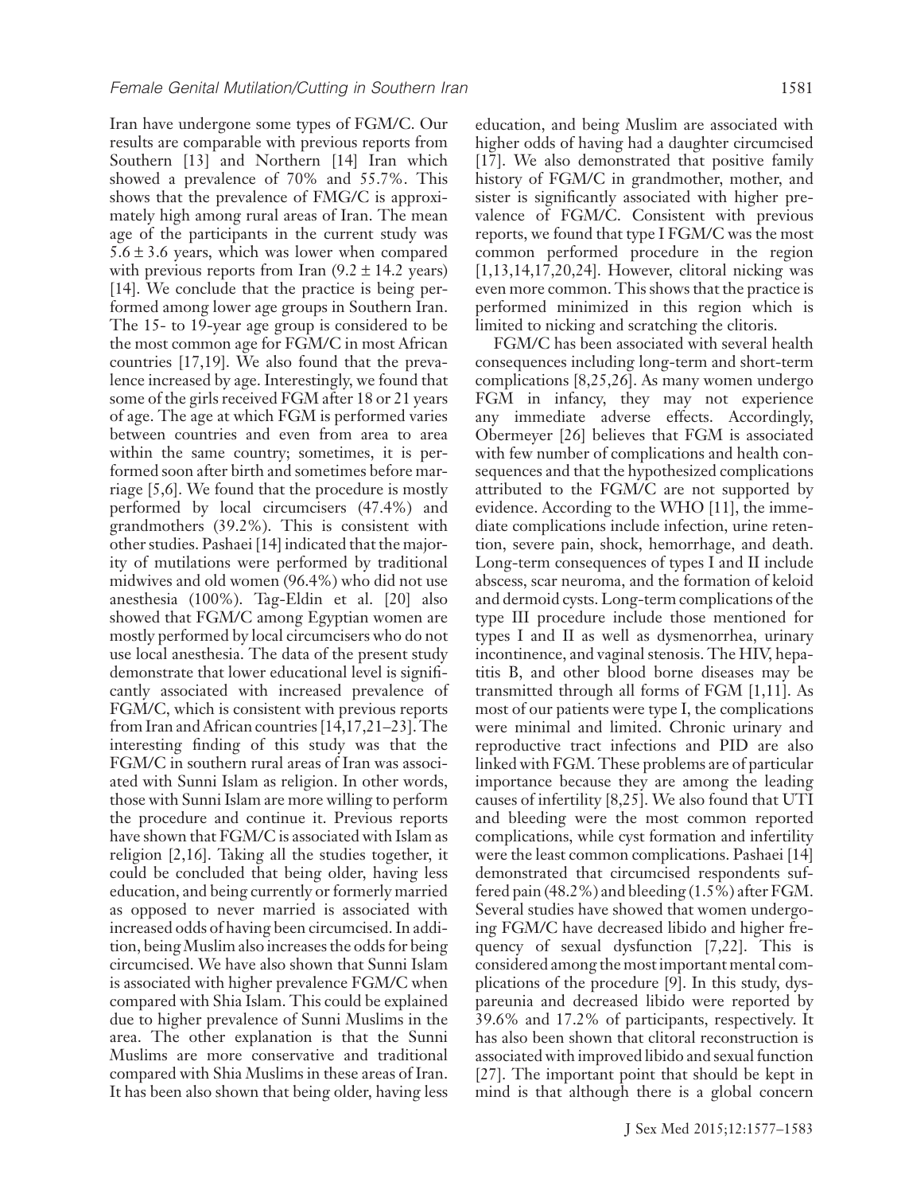Iran have undergone some types of FGM/C. Our results are comparable with previous reports from Southern [13] and Northern [14] Iran which showed a prevalence of 70% and 55.7%. This shows that the prevalence of FMG/C is approximately high among rural areas of Iran. The mean age of the participants in the current study was $5.6 \pm 3.6$ years, which was lower when compared with previous reports from Iran ($9.2 \pm 14.2$ years) [14]. We conclude that the practice is being performed among lower age groups in Southern Iran. The 15- to 19-year age group is considered to be the most common age for FGM/C in most African countries [17,19]. We also found that the prevalence increased by age. Interestingly, we found that some of the girls received FGM after 18 or 21 years of age. The age at which FGM is performed varies between countries and even from area to area within the same country; sometimes, it is performed soon after birth and sometimes before marriage [5,6]. We found that the procedure is mostly performed by local circumcisers (47.4%) and grandmothers (39.2%). This is consistent with other studies. Pashaei [14] indicated that the majority of mutilations were performed by traditional midwives and old women (96.4%) who did not use anesthesia (100%). Tag-Eldin et al. [20] also showed that FGM/C among Egyptian women are mostly performed by local circumcisers who do not use local anesthesia. The data of the present study demonstrate that lower educational level is significantly associated with increased prevalence of FGM/C, which is consistent with previous reports from Iran and African countries [14,17,21–23]. The interesting finding of this study was that the FGM/C in southern rural areas of Iran was associated with Sunni Islam as religion. In other words, those with Sunni Islam are more willing to perform the procedure and continue it. Previous reports have shown that FGM/C is associated with Islam as religion [2,16]. Taking all the studies together, it could be concluded that being older, having less education, and being currently or formerly married as opposed to never married is associated with increased odds of having been circumcised. In addition, being Muslim also increases the odds for being circumcised. We have also shown that Sunni Islam is associated with higher prevalence FGM/C when compared with Shia Islam. This could be explained due to higher prevalence of Sunni Muslims in the area. The other explanation is that the Sunni Muslims are more conservative and traditional compared with Shia Muslims in these areas of Iran. It has been also shown that being older, having less education, and being Muslim are associated with higher odds of having had a daughter circumcised [17]. We also demonstrated that positive family history of FGM/C in grandmother, mother, and sister is significantly associated with higher prevalence of FGM/C. Consistent with previous reports, we found that type I FGM/C was the most common performed procedure in the region [1,13,14,17,20,24]. However, clitoral nicking was even more common. This shows that the practice is performed minimized in this region which is limited to nicking and scratching the clitoris.

FGM/C has been associated with several health consequences including long-term and short-term complications [8,25,26]. As many women undergo FGM in infancy, they may not experience any immediate adverse effects. Accordingly, Obermeyer [26] believes that FGM is associated with few number of complications and health consequences and that the hypothesized complications attributed to the FGM/C are not supported by evidence. According to the WHO [11], the immediate complications include infection, urine retention, severe pain, shock, hemorrhage, and death. Long-term consequences of types I and II include abscess, scar neuroma, and the formation of keloid and dermoid cysts. Long-term complications of the type III procedure include those mentioned for types I and II as well as dysmenorrhea, urinary incontinence, and vaginal stenosis. The HIV, hepatitis B, and other blood borne diseases may be transmitted through all forms of FGM [1,11]. As most of our patients were type I, the complications were minimal and limited. Chronic urinary and reproductive tract infections and PID are also linked with FGM. These problems are of particular importance because they are among the leading causes of infertility [8,25]. We also found that UTI and bleeding were the most common reported complications, while cyst formation and infertility were the least common complications. Pashaei [14] demonstrated that circumcised respondents suffered pain (48.2%) and bleeding (1.5%) after FGM. Several studies have showed that women undergoing FGM/C have decreased libido and higher frequency of sexual dysfunction [7,22]. This is considered among the most important mental complications of the procedure [9]. In this study, dyspareunia and decreased libido were reported by 39.6% and 17.2% of participants, respectively. It has also been shown that clitoral reconstruction is associated with improved libido and sexual function [27]. The important point that should be kept in mind is that although there is a global concern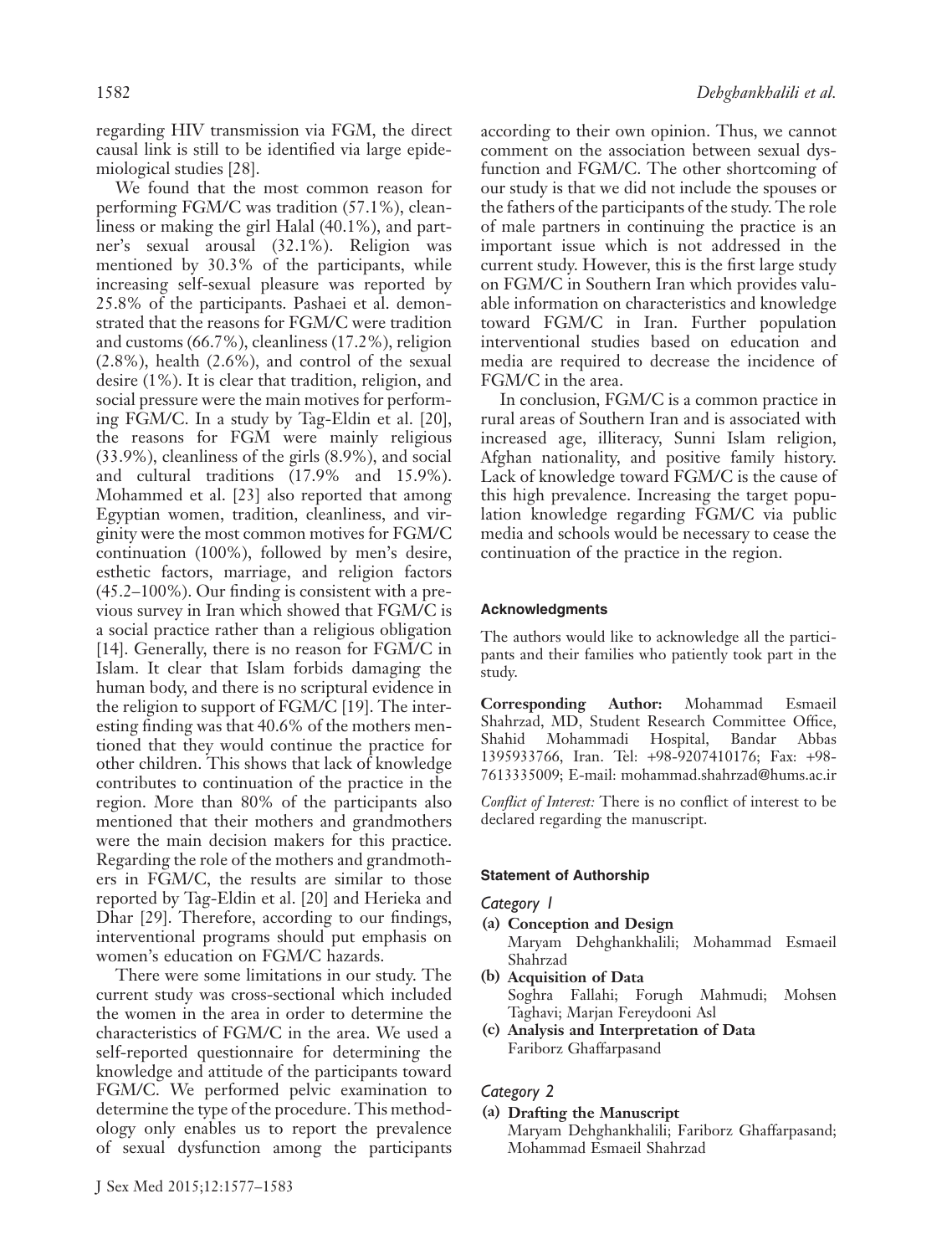regarding HIV transmission via FGM, the direct causal link is still to be identified via large epidemiological studies [28].

We found that the most common reason for performing FGM/C was tradition (57.1%), cleanliness or making the girl Halal (40.1%), and partner's sexual arousal (32.1%). Religion was mentioned by 30.3% of the participants, while increasing self-sexual pleasure was reported by 25.8% of the participants. Pashaei et al. demonstrated that the reasons for FGM/C were tradition and customs (66.7%), cleanliness (17.2%), religion (2.8%), health (2.6%), and control of the sexual desire (1%). It is clear that tradition, religion, and social pressure were the main motives for performing FGM/C. In a study by Tag-Eldin et al. [20], the reasons for FGM were mainly religious (33.9%), cleanliness of the girls (8.9%), and social and cultural traditions (17.9% and 15.9%). Mohammed et al. [23] also reported that among Egyptian women, tradition, cleanliness, and virginity were the most common motives for FGM/C continuation (100%), followed by men's desire, esthetic factors, marriage, and religion factors (45.2–100%). Our finding is consistent with a previous survey in Iran which showed that FGM/C is a social practice rather than a religious obligation [14]. Generally, there is no reason for FGM/C in Islam. It clear that Islam forbids damaging the human body, and there is no scriptural evidence in the religion to support of FGM/C [19]. The interesting finding was that 40.6% of the mothers mentioned that they would continue the practice for other children. This shows that lack of knowledge contributes to continuation of the practice in the region. More than 80% of the participants also mentioned that their mothers and grandmothers were the main decision makers for this practice. Regarding the role of the mothers and grandmothers in FGM/C, the results are similar to those reported by Tag-Eldin et al. [20] and Herieka and Dhar [29]. Therefore, according to our findings, interventional programs should put emphasis on women's education on FGM/C hazards.

There were some limitations in our study. The current study was cross-sectional which included the women in the area in order to determine the characteristics of FGM/C in the area. We used a self-reported questionnaire for determining the knowledge and attitude of the participants toward FGM/C. We performed pelvic examination to determine the type of the procedure. This methodology only enables us to report the prevalence of sexual dysfunction among the participants according to their own opinion. Thus, we cannot comment on the association between sexual dysfunction and FGM/C. The other shortcoming of our study is that we did not include the spouses or the fathers of the participants of the study. The role of male partners in continuing the practice is an important issue which is not addressed in the current study. However, this is the first large study on FGM/C in Southern Iran which provides valuable information on characteristics and knowledge toward FGM/C in Iran. Further population interventional studies based on education and media are required to decrease the incidence of FGM/C in the area.

In conclusion, FGM/C is a common practice in rural areas of Southern Iran and is associated with increased age, illiteracy, Sunni Islam religion, Afghan nationality, and positive family history. Lack of knowledge toward FGM/C is the cause of this high prevalence. Increasing the target population knowledge regarding FGM/C via public media and schools would be necessary to cease the continuation of the practice in the region.

## Acknowledgments

The authors would like to acknowledge all the participants and their families who patiently took part in the study.

**Corresponding Author:** Mohammad Esmaeil Shahrzad, MD, Student Research Committee Office, Shahid Mohammadi Hospital, Bandar Abbas 1395933766, Iran. Tel: +98-9207410176; Fax: +98-7613335009; E-mail: mohammad.shahrzad@hums.ac.ir

*Conflict of Interest:* There is no conflict of interest to be declared regarding the manuscript.

## Statement of Authorship

### *Category 1*

**(a) Conception and Design**
Maryam Dehghankhalili; Mohammad Esmaeil Shahrzad

**(b) Acquisition of Data**
Soghra Fallahi; Forugh Mahmudi; Mohsen Taghavi; Marjan Fereydooni Asl

**(c) Analysis and Interpretation of Data**
Fariborz Ghaffarpasand

### *Category 2*

**(a) Drafting the Manuscript**
Maryam Dehghankhalili; Fariborz Ghaffarpasand; Mohammad Esmaeil Shahrzad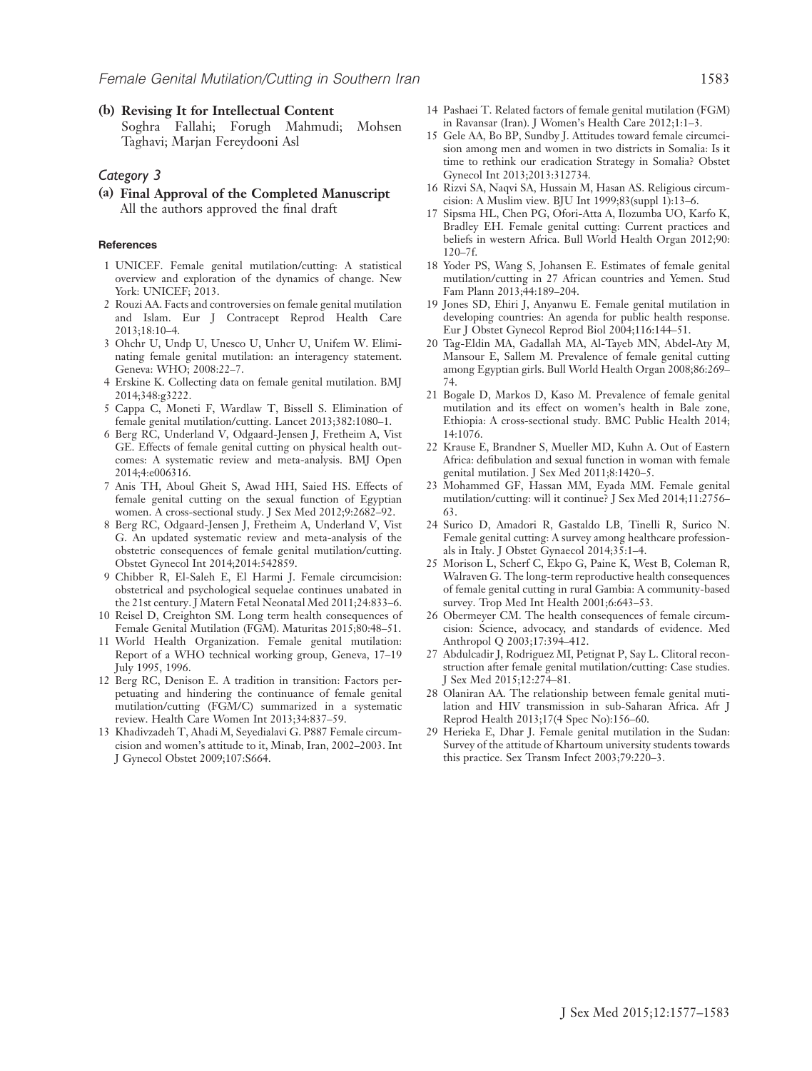**(b) Revising It for Intellectual Content**

Soghra Fallahi; Forugh Mahmudi; Mohsen Taghavi; Marjan Fereydooni Asl

### *Category 3*

**(a) Final Approval of the Completed Manuscript**

All the authors approved the final draft

#### References

1. UNICEF. Female genital mutilation/cutting: A statistical overview and exploration of the dynamics of change. New York: UNICEF; 2013.
2. Rouzi AA. Facts and controversies on female genital mutilation and Islam. Eur J Contracept Reprod Health Care 2013;18:10–4.
3. Ohchr U, Undp U, Unesco U, Unhcr U, Unifem W. Eliminating female genital mutilation: an interagency statement. Geneva: WHO; 2008:22–7.
4. Erskine K. Collecting data on female genital mutilation. BMJ 2014;348:g3222.
5. Cappa C, Moneti F, Wardlaw T, Bissell S. Elimination of female genital mutilation/cutting. Lancet 2013;382:1080–1.
6. Berg RC, Underland V, Odgaard-Jensen J, Fretheim A, Vist GE. Effects of female genital cutting on physical health outcomes: A systematic review and meta-analysis. BMJ Open 2014;4:e006316.
7. Anis TH, Aboul Gheit S, Awad HH, Saied HS. Effects of female genital cutting on the sexual function of Egyptian women. A cross-sectional study. J Sex Med 2012;9:2682–92.
8. Berg RC, Odgaard-Jensen J, Fretheim A, Underland V, Vist G. An updated systematic review and meta-analysis of the obstetric consequences of female genital mutilation/cutting. Obstet Gynecol Int 2014;2014:542859.
9. Chibber R, El-Saleh E, El Harmi J. Female circumcision: obstetrical and psychological sequelae continues unabated in the 21st century. J Matern Fetal Neonatal Med 2011;24:833–6.
10. Reisel D, Creighton SM. Long term health consequences of Female Genital Mutilation (FGM). Maturitas 2015;80:48–51.
11. World Health Organization. Female genital mutilation: Report of a WHO technical working group, Geneva, 17–19 July 1995, 1996.
12. Berg RC, Denison E. A tradition in transition: Factors perpetuating and hindering the continuance of female genital mutilation/cutting (FGM/C) summarized in a systematic review. Health Care Women Int 2013;34:837–59.
13. Khadivzadeh T, Ahadi M, Seyedialavi G. P887 Female circumcision and women's attitude to it, Minab, Iran, 2002–2003. Int J Gynecol Obstet 2009;107:S664.
14. Pashaei T. Related factors of female genital mutilation (FGM) in Ravansar (Iran). J Women's Health Care 2012;1:1–3.
15. Gele AA, Bo BP, Sundby J. Attitudes toward female circumcision among men and women in two districts in Somalia: Is it time to rethink our eradication Strategy in Somalia? Obstet Gynecol Int 2013;2013:312734.
16. Rizvi SA, Naqvi SA, Hussain M, Hasan AS. Religious circumcision: A Muslim view. BJU Int 1999;83(suppl 1):13–6.
17. Sipsma HL, Chen PG, Ofori-Atta A, Ilozumba UO, Karfo K, Bradley EH. Female genital cutting: Current practices and beliefs in western Africa. Bull World Health Organ 2012;90:120–7f.
18. Yoder PS, Wang S, Johansen E. Estimates of female genital mutilation/cutting in 27 African countries and Yemen. Stud Fam Plann 2013;44:189–204.
19. Jones SD, Ehiri J, Anyanwu E. Female genital mutilation in developing countries: An agenda for public health response. Eur J Obstet Gynecol Reprod Biol 2004;116:144–51.
20. Tag-Eldin MA, Gadallah MA, Al-Tayeb MN, Abdel-Aty M, Mansour E, Sallem M. Prevalence of female genital cutting among Egyptian girls. Bull World Health Organ 2008;86:269–74.
21. Bogale D, Markos D, Kaso M. Prevalence of female genital mutilation and its effect on women's health in Bale zone, Ethiopia: A cross-sectional study. BMC Public Health 2014; 14:1076.
22. Krause E, Brandner S, Mueller MD, Kuhn A. Out of Eastern Africa: defibulation and sexual function in woman with female genital mutilation. J Sex Med 2011;8:1420–5.
23. Mohammed GF, Hassan MM, Eyada MM. Female genital mutilation/cutting: will it continue? J Sex Med 2014;11:2756–63.
24. Surico D, Amadori R, Gastaldo LB, Tinelli R, Surico N. Female genital cutting: A survey among healthcare professionals in Italy. J Obstet Gynaecol 2014;35:1–4.
25. Morison L, Scherf C, Ekpo G, Paine K, West B, Coleman R, Walraven G. The long-term reproductive health consequences of female genital cutting in rural Gambia: A community-based survey. Trop Med Int Health 2001;6:643–53.
26. Obermeyer CM. The health consequences of female circumcision: Science, advocacy, and standards of evidence. Med Anthropol Q 2003;17:394–412.
27. Abdulcadir J, Rodriguez MI, Petignat P, Say L. Clitoral reconstruction after female genital mutilation/cutting: Case studies. J Sex Med 2015;12:274–81.
28. Olaniran AA. The relationship between female genital mutilation and HIV transmission in sub-Saharan Africa. Afr J Reprod Health 2013;17(4 Spec No):156–60.
29. Herieka E, Dhar J. Female genital mutilation in the Sudan: Survey of the attitude of Khartoum university students towards this practice. Sex Transm Infect 2003;79:220–3.